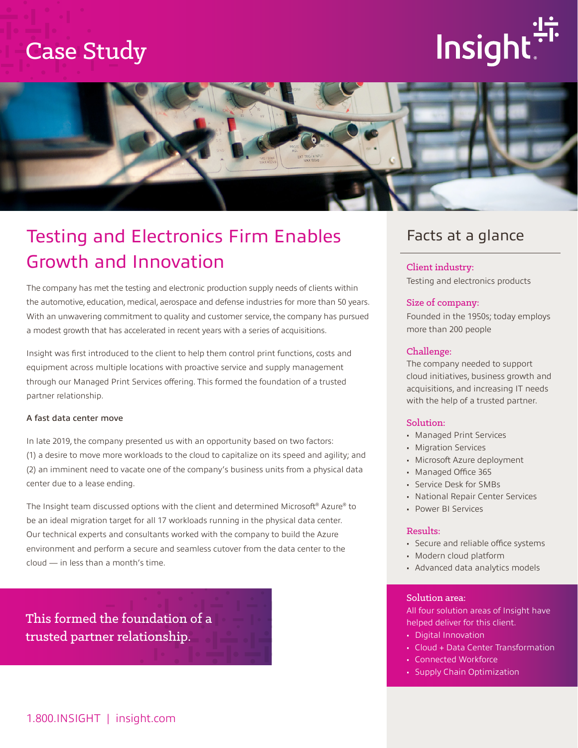# Case Study

Insight

## Testing and Electronics Firm Enables Growth and Innovation

The company has met the testing and electronic production supply needs of clients within the automotive, education, medical, aerospace and defense industries for more than 50 years. With an unwavering commitment to quality and customer service, the company has pursued a modest growth that has accelerated in recent years with a series of acquisitions.

Insight was first introduced to the client to help them control print functions, costs and equipment across multiple locations with proactive service and supply management through our Managed Print Services offering. This formed the foundation of a trusted partner relationship.

### A fast data center move

In late 2019, the company presented us with an opportunity based on two factors: (1) a desire to move more workloads to the cloud to capitalize on its speed and agility; and (2) an imminent need to vacate one of the company's business units from a physical data center due to a lease ending.

The Insight team discussed options with the client and determined Microsoft® Azure® to be an ideal migration target for all 17 workloads running in the physical data center. Our technical experts and consultants worked with the company to build the Azure environment and perform a secure and seamless cutover from the data center to the cloud — in less than a month's time.

> This formed the foundation of a trusted partner relationship.

## Facts at a glance

**Client industry:**
Testing and electronics products

**Size of company:**
Founded in the 1950s; today employs more than 200 people

**Challenge:**
The company needed to support cloud initiatives, business growth and acquisitions, and increasing IT needs with the help of a trusted partner.

**Solution:**
- Managed Print Services
- Migration Services
- Microsoft Azure deployment
- Managed Office 365
- Service Desk for SMBs
- National Repair Center Services
- Power BI Services

**Results:**
- Secure and reliable office systems
- Modern cloud platform
- Advanced data analytics models

**Solution area:**
All four solution areas of Insight have helped deliver for this client.
- Digital Innovation
- Cloud + Data Center Transformation
- Connected Workforce
- Supply Chain Optimization

1.800.INSIGHT | insight.com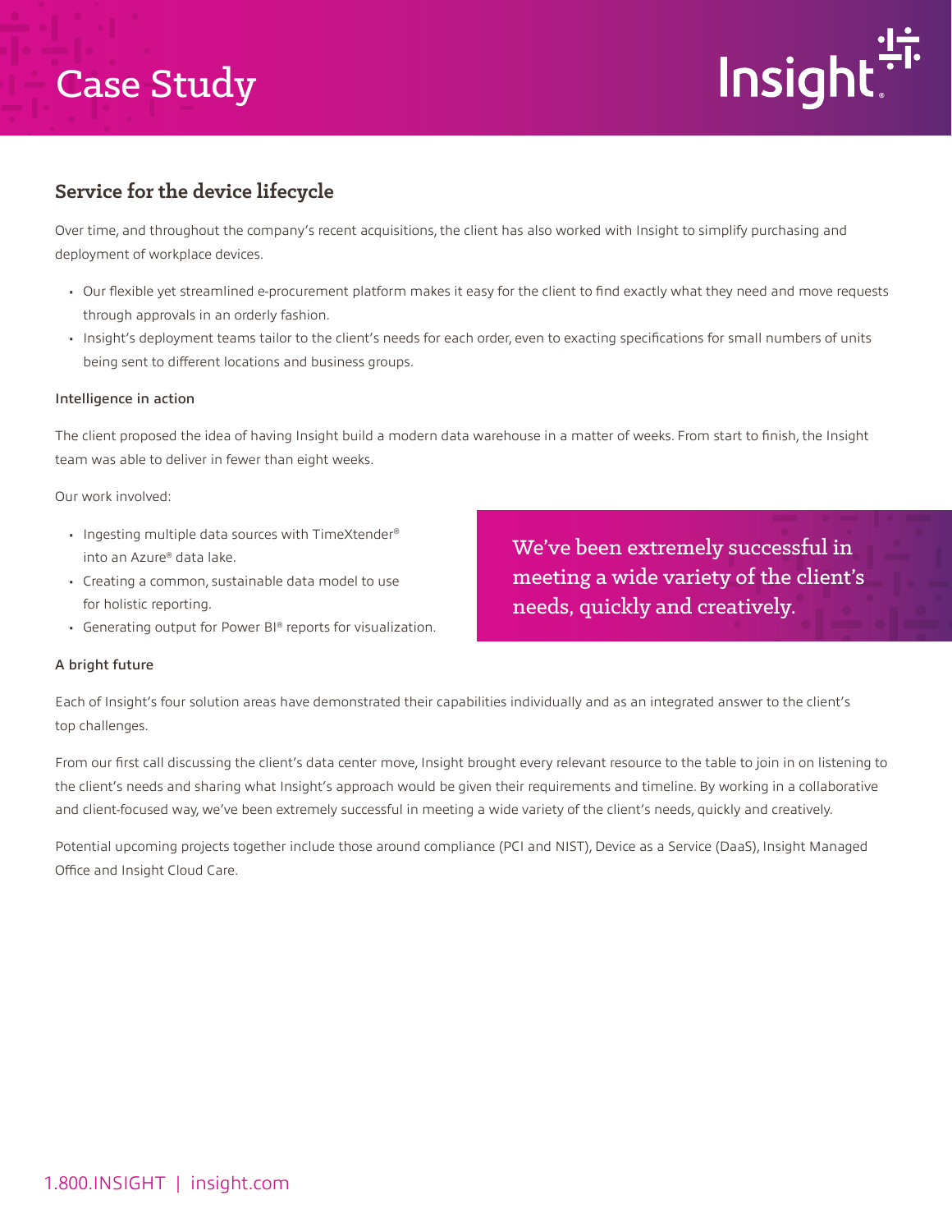## Service for the device lifecycle

Over time, and throughout the company's recent acquisitions, the client has also worked with Insight to simplify purchasing and deployment of workplace devices.

- Our flexible yet streamlined e-procurement platform makes it easy for the client to find exactly what they need and move requests through approvals in an orderly fashion.
- Insight's deployment teams tailor to the client's needs for each order, even to exacting specifications for small numbers of units being sent to different locations and business groups.

### Intelligence in action

The client proposed the idea of having Insight build a modern data warehouse in a matter of weeks. From start to finish, the Insight team was able to deliver in fewer than eight weeks.

Our work involved:

- Ingesting multiple data sources with TimeXtender® into an Azure® data lake.
- Creating a common, sustainable data model to use for holistic reporting.
- Generating output for Power BI® reports for visualization.

> We've been extremely successful in meeting a wide variety of the client's needs, quickly and creatively.

### A bright future

Each of Insight's four solution areas have demonstrated their capabilities individually and as an integrated answer to the client's top challenges.

From our first call discussing the client's data center move, Insight brought every relevant resource to the table to join in on listening to the client's needs and sharing what Insight's approach would be given their requirements and timeline. By working in a collaborative and client-focused way, we've been extremely successful in meeting a wide variety of the client's needs, quickly and creatively.

Potential upcoming projects together include those around compliance (PCI and NIST), Device as a Service (DaaS), Insight Managed Office and Insight Cloud Care.

1.800.INSIGHT | insight.com